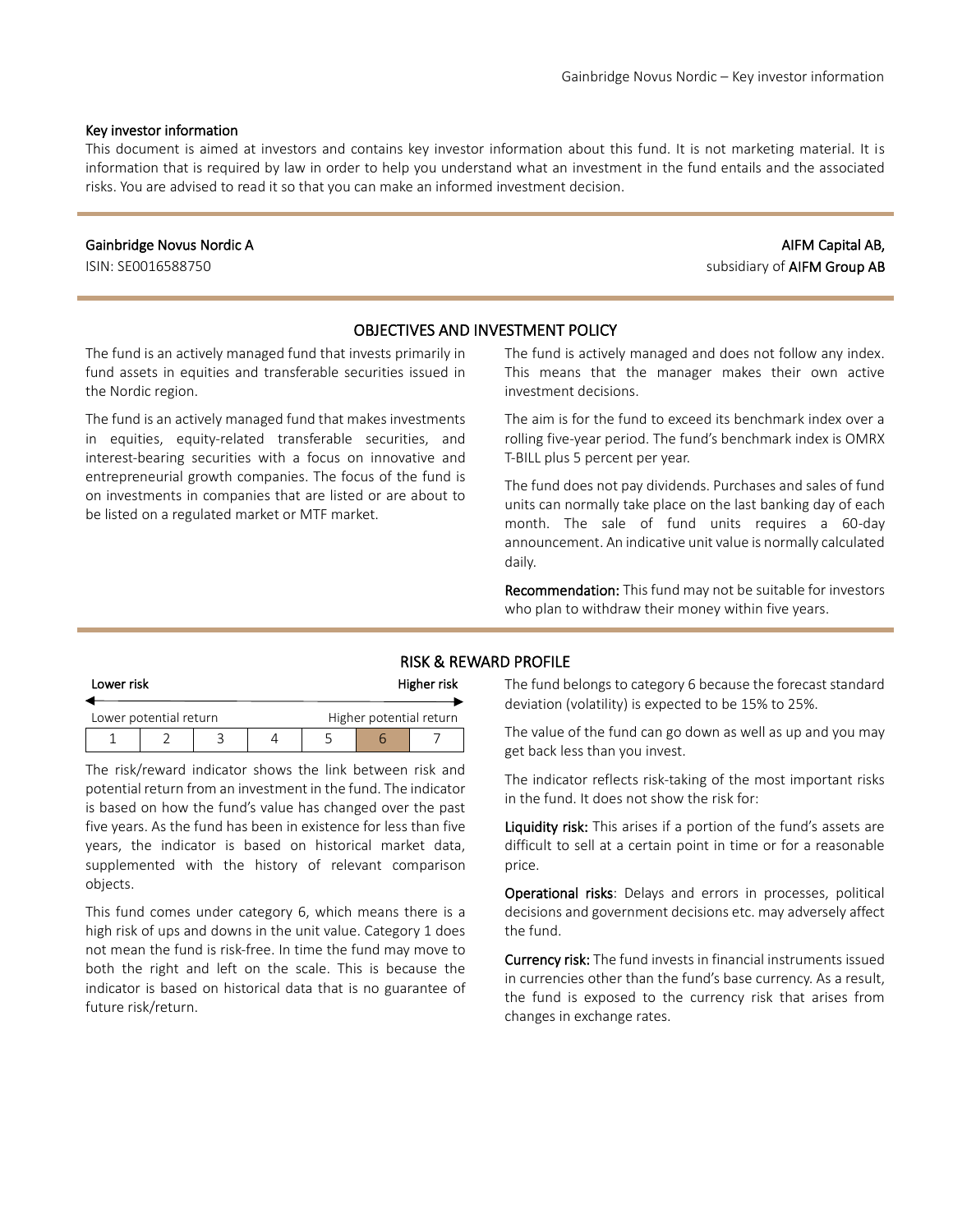## Key investor information

This document is aimed at investors and contains key investor information about this fund. It is not marketing material. It is information that is required by law in order to help you understand what an investment in the fund entails and the associated risks. You are advised to read it so that you can make an informed investment decision.

**Gainbridge Novus Nordic A**
ISIN: SE0016588750

**AIFM Capital AB,**
subsidiary of **AIFM Group AB**

## OBJECTIVES AND INVESTMENT POLICY

The fund is an actively managed fund that invests primarily in fund assets in equities and transferable securities issued in the Nordic region.

The fund is an actively managed fund that makes investments in equities, equity-related transferable securities, and interest-bearing securities with a focus on innovative and entrepreneurial growth companies. The focus of the fund is on investments in companies that are listed or are about to be listed on a regulated market or MTF market.

The fund is actively managed and does not follow any index. This means that the manager makes their own active investment decisions.

The aim is for the fund to exceed its benchmark index over a rolling five-year period. The fund's benchmark index is OMRX T-BILL plus 5 percent per year.

The fund does not pay dividends. Purchases and sales of fund units can normally take place on the last banking day of each month. The sale of fund units requires a 60-day announcement. An indicative unit value is normally calculated daily.

**Recommendation:** This fund may not be suitable for investors who plan to withdraw their money within five years.

## RISK & REWARD PROFILE

| Lower risk | | | | | | Higher risk |
|---|---|---|---|---|---|---|
| Lower potential return | | | | | | Higher potential return |
| 1 | 2 | 3 | 4 | 5 | **6** | 7 |

The risk/reward indicator shows the link between risk and potential return from an investment in the fund. The indicator is based on how the fund's value has changed over the past five years. As the fund has been in existence for less than five years, the indicator is based on historical market data, supplemented with the history of relevant comparison objects.

This fund comes under category 6, which means there is a high risk of ups and downs in the unit value. Category 1 does not mean the fund is risk-free. In time the fund may move to both the right and left on the scale. This is because the indicator is based on historical data that is no guarantee of future risk/return.

The fund belongs to category 6 because the forecast standard deviation (volatility) is expected to be 15% to 25%.

The value of the fund can go down as well as up and you may get back less than you invest.

The indicator reflects risk-taking of the most important risks in the fund. It does not show the risk for:

**Liquidity risk:** This arises if a portion of the fund's assets are difficult to sell at a certain point in time or for a reasonable price.

**Operational risks**: Delays and errors in processes, political decisions and government decisions etc. may adversely affect the fund.

**Currency risk:** The fund invests in financial instruments issued in currencies other than the fund's base currency. As a result, the fund is exposed to the currency risk that arises from changes in exchange rates.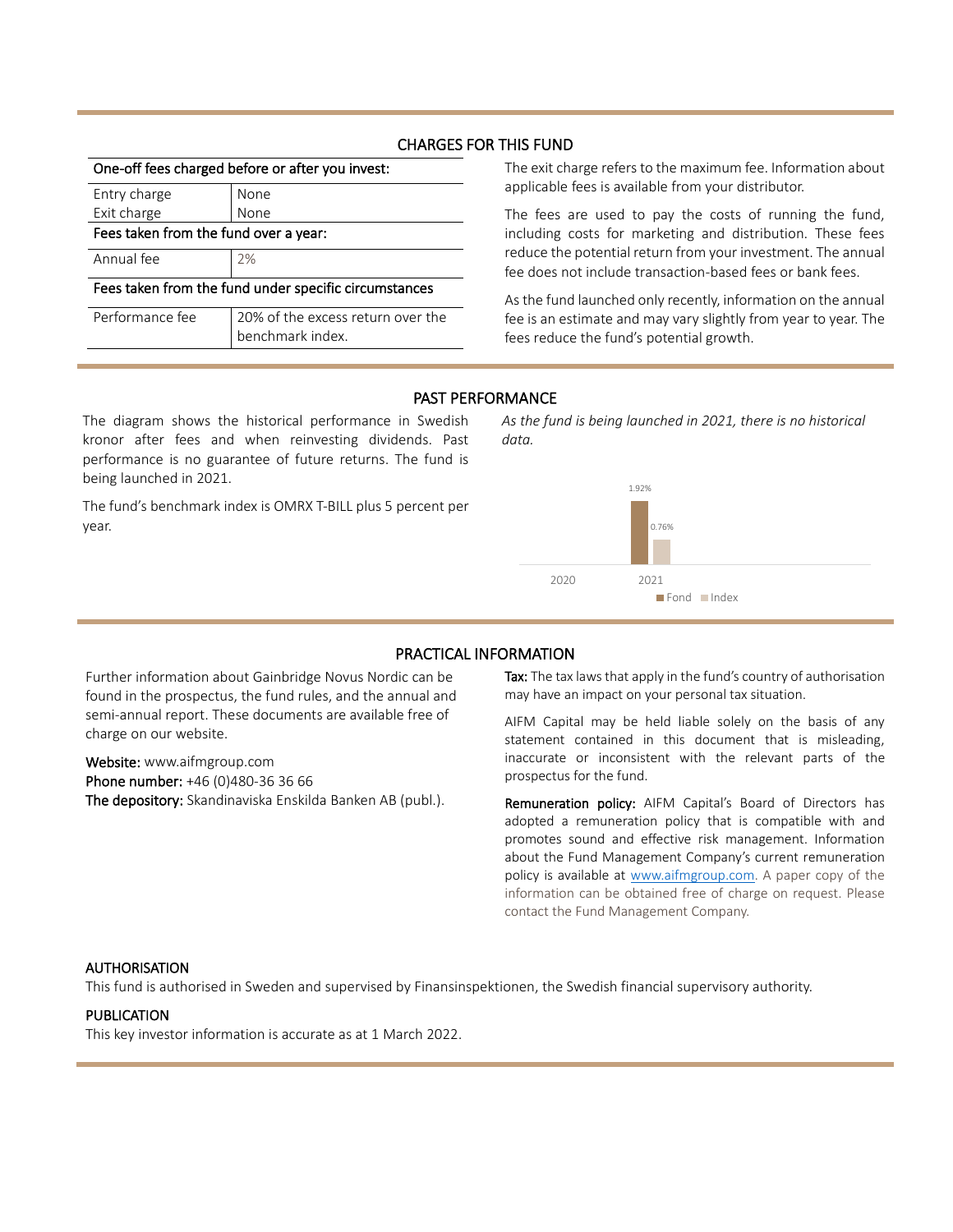## CHARGES FOR THIS FUND

| One-off fees charged before or after you invest: | |
|---|---|
| Entry charge | None |
| Exit charge | None |
| **Fees taken from the fund over a year:** | |
| Annual fee | 2% |
| **Fees taken from the fund under specific circumstances** | |
| Performance fee | 20% of the excess return over the benchmark index. |

The exit charge refers to the maximum fee. Information about applicable fees is available from your distributor.

The fees are used to pay the costs of running the fund, including costs for marketing and distribution. These fees reduce the potential return from your investment. The annual fee does not include transaction-based fees or bank fees.

As the fund launched only recently, information on the annual fee is an estimate and may vary slightly from year to year. The fees reduce the fund's potential growth.

## PAST PERFORMANCE

The diagram shows the historical performance in Swedish kronor after fees and when reinvesting dividends. Past performance is no guarantee of future returns. The fund is being launched in 2021.

The fund's benchmark index is OMRX T-BILL plus 5 percent per year.

*As the fund is being launched in 2021, there is no historical data.*

1.92%
0.76%
2020
2021
Fond
Index

## PRACTICAL INFORMATION

Further information about Gainbridge Novus Nordic can be found in the prospectus, the fund rules, and the annual and semi-annual report. These documents are available free of charge on our website.

**Website:** www.aifmgroup.com
**Phone number:** +46 (0)480-36 36 66
**The depository:** Skandinaviska Enskilda Banken AB (publ.).

**Tax:** The tax laws that apply in the fund's country of authorisation may have an impact on your personal tax situation.

AIFM Capital may be held liable solely on the basis of any statement contained in this document that is misleading, inaccurate or inconsistent with the relevant parts of the prospectus for the fund.

**Remuneration policy:** AIFM Capital's Board of Directors has adopted a remuneration policy that is compatible with and promotes sound and effective risk management. Information about the Fund Management Company's current remuneration policy is available at www.aifmgroup.com. A paper copy of the information can be obtained free of charge on request. Please contact the Fund Management Company.

### AUTHORISATION

This fund is authorised in Sweden and supervised by Finansinspektionen, the Swedish financial supervisory authority.

### PUBLICATION

This key investor information is accurate as at 1 March 2022.